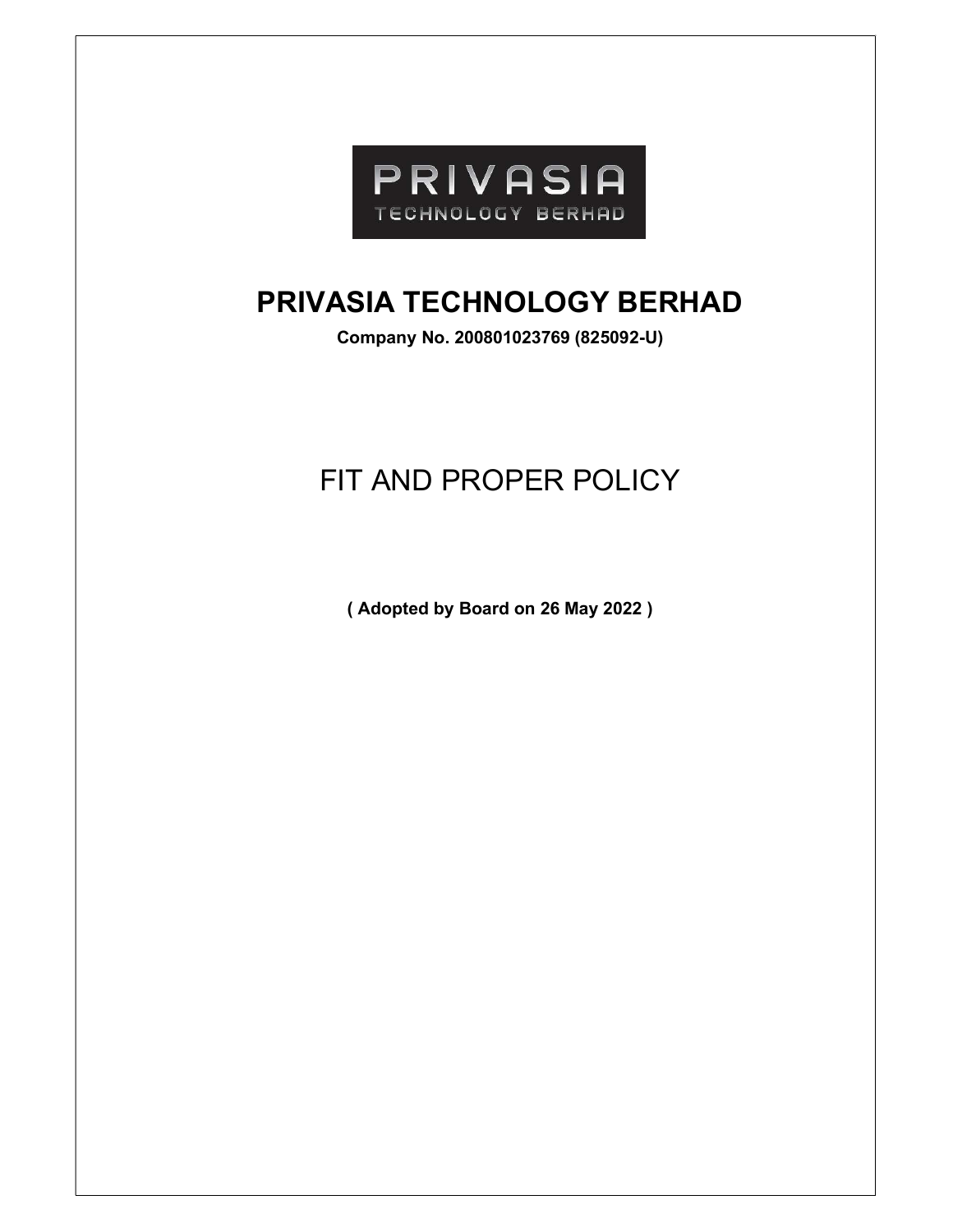PRIVASIA
TECHNOLOGY BERHAD

# PRIVASIA TECHNOLOGY BERHAD

**Company No. 200801023769 (825092-U)**

# FIT AND PROPER POLICY

**( Adopted by Board on 26 May 2022 )**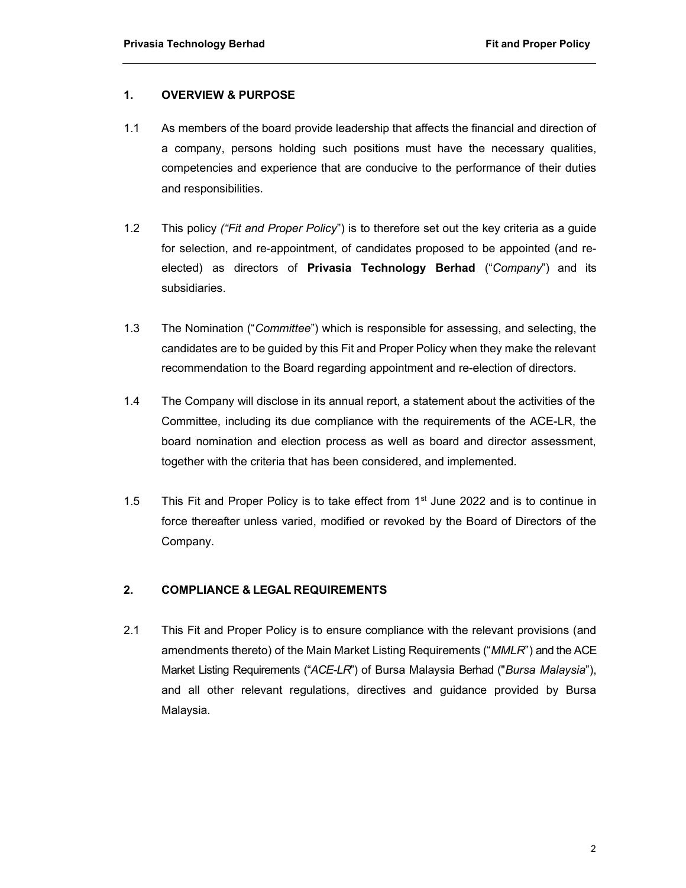## 1. OVERVIEW & PURPOSE

1.1 As members of the board provide leadership that affects the financial and direction of a company, persons holding such positions must have the necessary qualities, competencies and experience that are conducive to the performance of their duties and responsibilities.

1.2 This policy *("Fit and Proper Policy*") is to therefore set out the key criteria as a guide for selection, and re-appointment, of candidates proposed to be appointed (and re-elected) as directors of **Privasia Technology Berhad** ("*Company*") and its subsidiaries.

1.3 The Nomination ("*Committee*") which is responsible for assessing, and selecting, the candidates are to be guided by this Fit and Proper Policy when they make the relevant recommendation to the Board regarding appointment and re-election of directors.

1.4 The Company will disclose in its annual report, a statement about the activities of the Committee, including its due compliance with the requirements of the ACE-LR, the board nomination and election process as well as board and director assessment, together with the criteria that has been considered, and implemented.

1.5 This Fit and Proper Policy is to take effect from 1st June 2022 and is to continue in force thereafter unless varied, modified or revoked by the Board of Directors of the Company.

## 2. COMPLIANCE & LEGAL REQUIREMENTS

2.1 This Fit and Proper Policy is to ensure compliance with the relevant provisions (and amendments thereto) of the Main Market Listing Requirements ("*MMLR*") and the ACE Market Listing Requirements ("*ACE-LR*") of Bursa Malaysia Berhad ("*Bursa Malaysia*"), and all other relevant regulations, directives and guidance provided by Bursa Malaysia.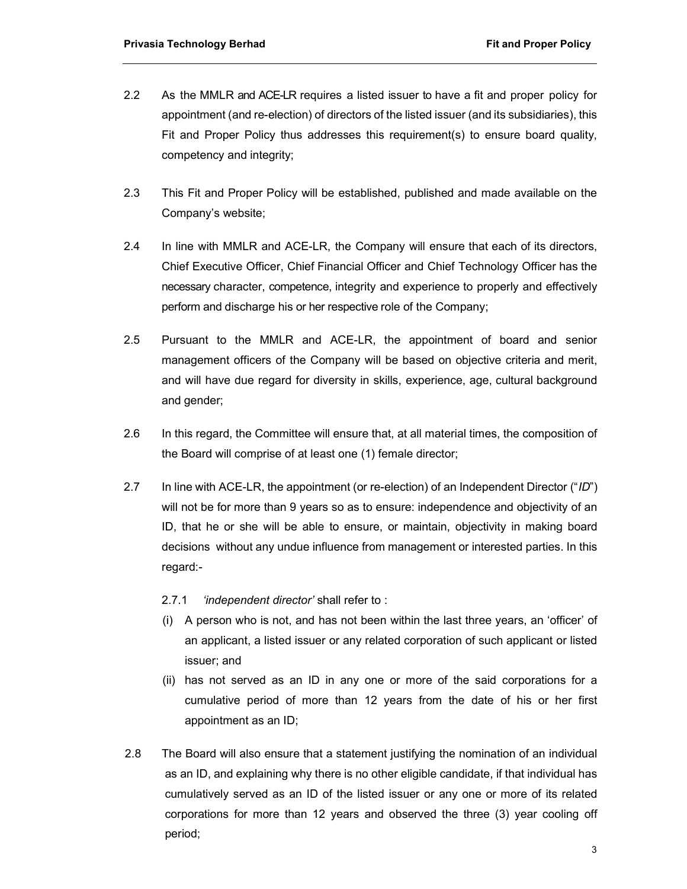2.2 As the MMLR and ACE-LR requires a listed issuer to have a fit and proper policy for appointment (and re-election) of directors of the listed issuer (and its subsidiaries), this Fit and Proper Policy thus addresses this requirement(s) to ensure board quality, competency and integrity;

2.3 This Fit and Proper Policy will be established, published and made available on the Company's website;

2.4 In line with MMLR and ACE-LR, the Company will ensure that each of its directors, Chief Executive Officer, Chief Financial Officer and Chief Technology Officer has the necessary character, competence, integrity and experience to properly and effectively perform and discharge his or her respective role of the Company;

2.5 Pursuant to the MMLR and ACE-LR, the appointment of board and senior management officers of the Company will be based on objective criteria and merit, and will have due regard for diversity in skills, experience, age, cultural background and gender;

2.6 In this regard, the Committee will ensure that, at all material times, the composition of the Board will comprise of at least one (1) female director;

2.7 In line with ACE-LR, the appointment (or re-election) of an Independent Director ("*ID*") will not be for more than 9 years so as to ensure: independence and objectivity of an ID, that he or she will be able to ensure, or maintain, objectivity in making board decisions without any undue influence from management or interested parties. In this regard:-

2.7.1 *'independent director'* shall refer to :

(i) A person who is not, and has not been within the last three years, an 'officer' of an applicant, a listed issuer or any related corporation of such applicant or listed issuer; and

(ii) has not served as an ID in any one or more of the said corporations for a cumulative period of more than 12 years from the date of his or her first appointment as an ID;

2.8 The Board will also ensure that a statement justifying the nomination of an individual as an ID, and explaining why there is no other eligible candidate, if that individual has cumulatively served as an ID of the listed issuer or any one or more of its related corporations for more than 12 years and observed the three (3) year cooling off period;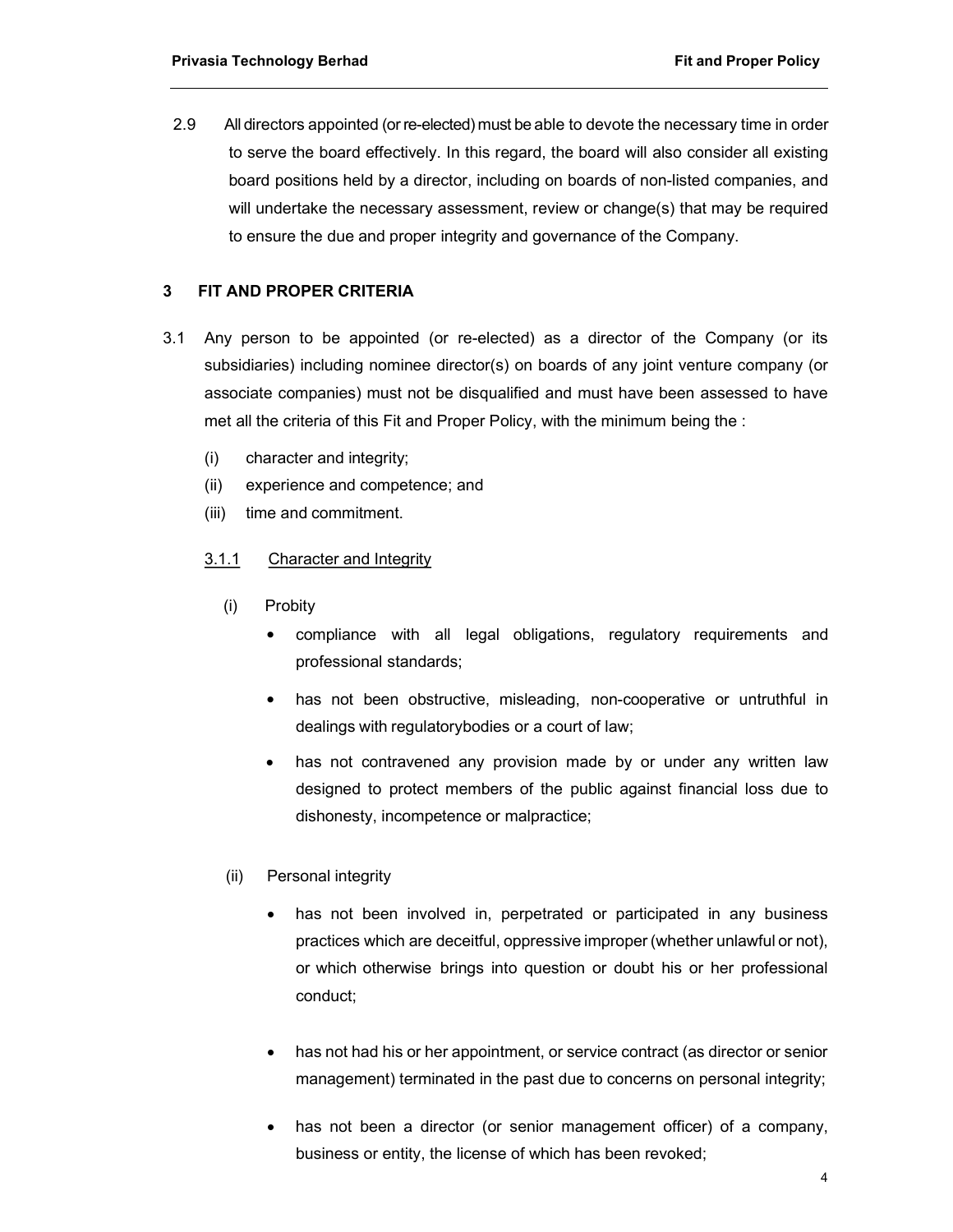2.9 All directors appointed (or re-elected) must be able to devote the necessary time in order to serve the board effectively. In this regard, the board will also consider all existing board positions held by a director, including on boards of non-listed companies, and will undertake the necessary assessment, review or change(s) that may be required to ensure the due and proper integrity and governance of the Company.

## 3 FIT AND PROPER CRITERIA

3.1 Any person to be appointed (or re-elected) as a director of the Company (or its subsidiaries) including nominee director(s) on boards of any joint venture company (or associate companies) must not be disqualified and must have been assessed to have met all the criteria of this Fit and Proper Policy, with the minimum being the :

(i) character and integrity;
(ii) experience and competence; and
(iii) time and commitment.

### 3.1.1 Character and Integrity

(i) Probity

- compliance with all legal obligations, regulatory requirements and professional standards;
- has not been obstructive, misleading, non-cooperative or untruthful in dealings with regulatorybodies or a court of law;
- has not contravened any provision made by or under any written law designed to protect members of the public against financial loss due to dishonesty, incompetence or malpractice;

(ii) Personal integrity

- has not been involved in, perpetrated or participated in any business practices which are deceitful, oppressive improper (whether unlawful or not), or which otherwise brings into question or doubt his or her professional conduct;
- has not had his or her appointment, or service contract (as director or senior management) terminated in the past due to concerns on personal integrity;
- has not been a director (or senior management officer) of a company, business or entity, the license of which has been revoked;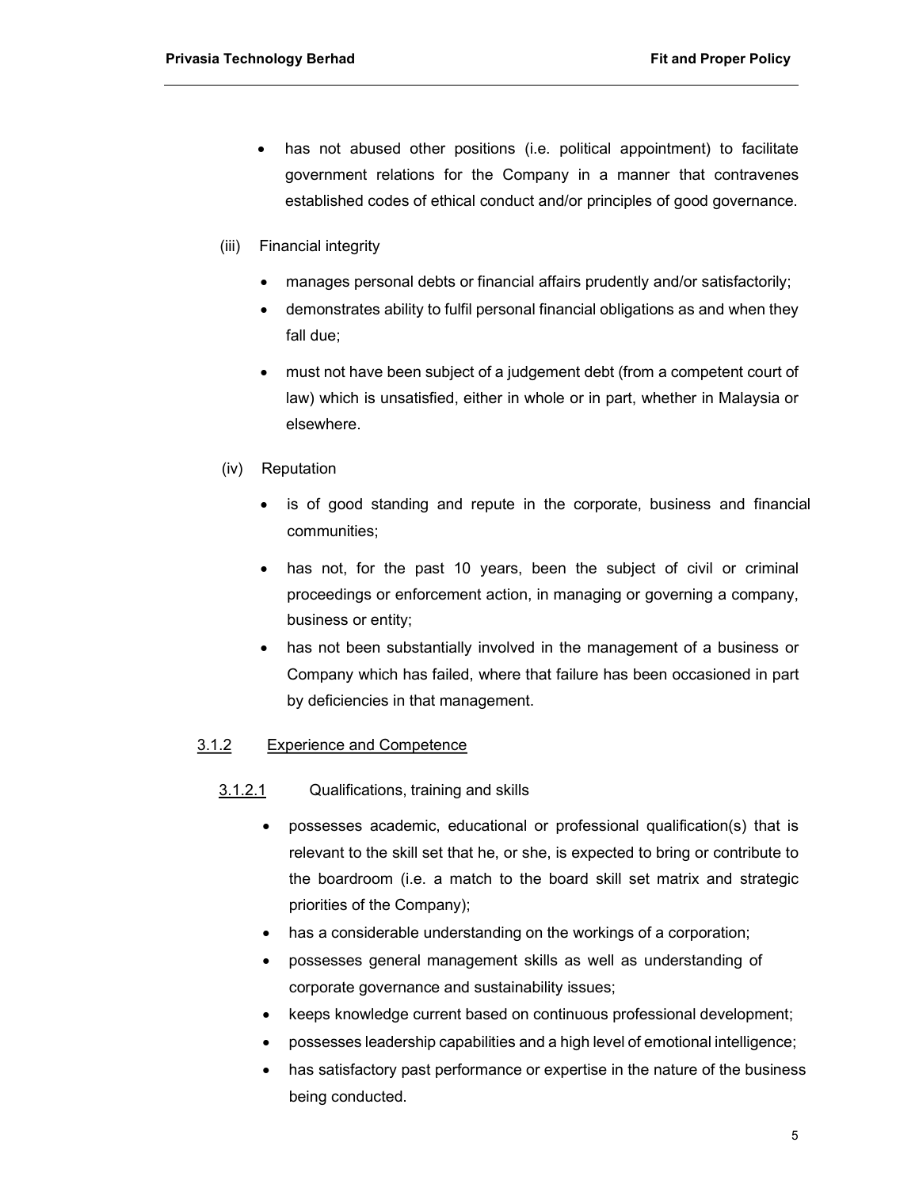- has not abused other positions (i.e. political appointment) to facilitate government relations for the Company in a manner that contravenes established codes of ethical conduct and/or principles of good governance.

(iii) Financial integrity

- manages personal debts or financial affairs prudently and/or satisfactorily;
- demonstrates ability to fulfil personal financial obligations as and when they fall due;
- must not have been subject of a judgement debt (from a competent court of law) which is unsatisfied, either in whole or in part, whether in Malaysia or elsewhere.

(iv) Reputation

- is of good standing and repute in the corporate, business and financial communities;
- has not, for the past 10 years, been the subject of civil or criminal proceedings or enforcement action, in managing or governing a company, business or entity;
- has not been substantially involved in the management of a business or Company which has failed, where that failure has been occasioned in part by deficiencies in that management.

### 3.1.2 Experience and Competence

#### 3.1.2.1 Qualifications, training and skills

- possesses academic, educational or professional qualification(s) that is relevant to the skill set that he, or she, is expected to bring or contribute to the boardroom (i.e. a match to the board skill set matrix and strategic priorities of the Company);
- has a considerable understanding on the workings of a corporation;
- possesses general management skills as well as understanding of corporate governance and sustainability issues;
- keeps knowledge current based on continuous professional development;
- possesses leadership capabilities and a high level of emotional intelligence;
- has satisfactory past performance or expertise in the nature of the business being conducted.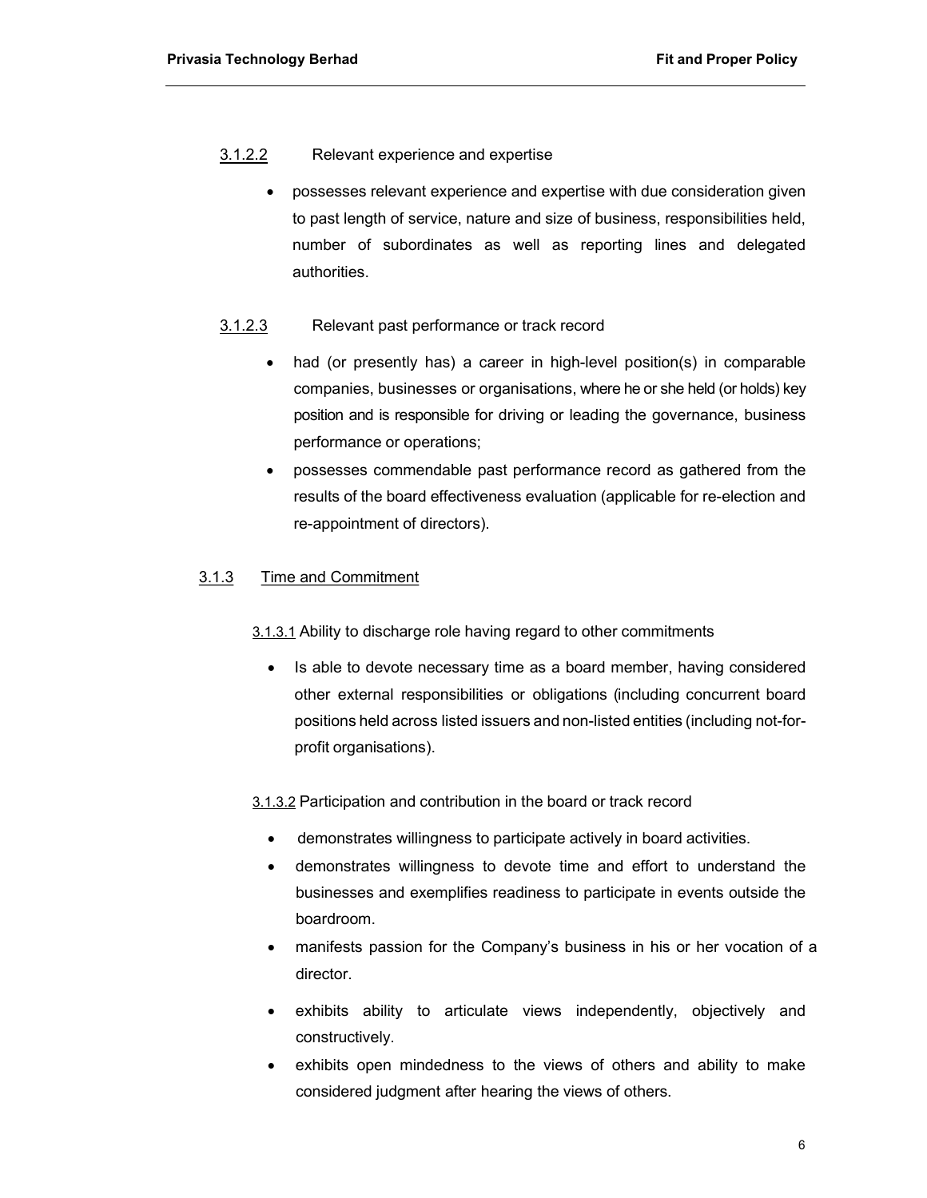#### 3.1.2.2 Relevant experience and expertise

- possesses relevant experience and expertise with due consideration given to past length of service, nature and size of business, responsibilities held, number of subordinates as well as reporting lines and delegated authorities.

#### 3.1.2.3 Relevant past performance or track record

- had (or presently has) a career in high-level position(s) in comparable companies, businesses or organisations, where he or she held (or holds) key position and is responsible for driving or leading the governance, business performance or operations;
- possesses commendable past performance record as gathered from the results of the board effectiveness evaluation (applicable for re-election and re-appointment of directors).

### 3.1.3 Time and Commitment

#### 3.1.3.1 Ability to discharge role having regard to other commitments

- Is able to devote necessary time as a board member, having considered other external responsibilities or obligations (including concurrent board positions held across listed issuers and non-listed entities (including not-for-profit organisations).

#### 3.1.3.2 Participation and contribution in the board or track record

- demonstrates willingness to participate actively in board activities.
- demonstrates willingness to devote time and effort to understand the businesses and exemplifies readiness to participate in events outside the boardroom.
- manifests passion for the Company's business in his or her vocation of a director.
- exhibits ability to articulate views independently, objectively and constructively.
- exhibits open mindedness to the views of others and ability to make considered judgment after hearing the views of others.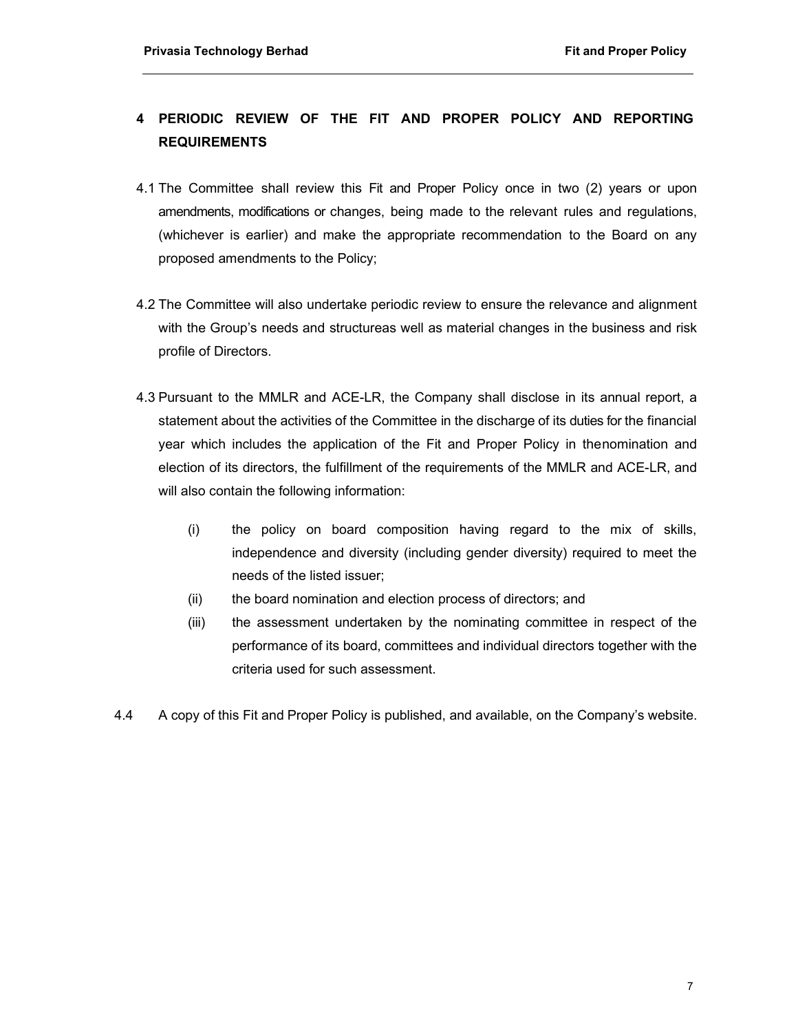## 4 PERIODIC REVIEW OF THE FIT AND PROPER POLICY AND REPORTING REQUIREMENTS

4.1 The Committee shall review this Fit and Proper Policy once in two (2) years or upon amendments, modifications or changes, being made to the relevant rules and regulations, (whichever is earlier) and make the appropriate recommendation to the Board on any proposed amendments to the Policy;

4.2 The Committee will also undertake periodic review to ensure the relevance and alignment with the Group's needs and structureas well as material changes in the business and risk profile of Directors.

4.3 Pursuant to the MMLR and ACE-LR, the Company shall disclose in its annual report, a statement about the activities of the Committee in the discharge of its duties for the financial year which includes the application of the Fit and Proper Policy in thenomination and election of its directors, the fulfillment of the requirements of the MMLR and ACE-LR, and will also contain the following information:

(i) the policy on board composition having regard to the mix of skills, independence and diversity (including gender diversity) required to meet the needs of the listed issuer;

(ii) the board nomination and election process of directors; and

(iii) the assessment undertaken by the nominating committee in respect of the performance of its board, committees and individual directors together with the criteria used for such assessment.

4.4 A copy of this Fit and Proper Policy is published, and available, on the Company's website.